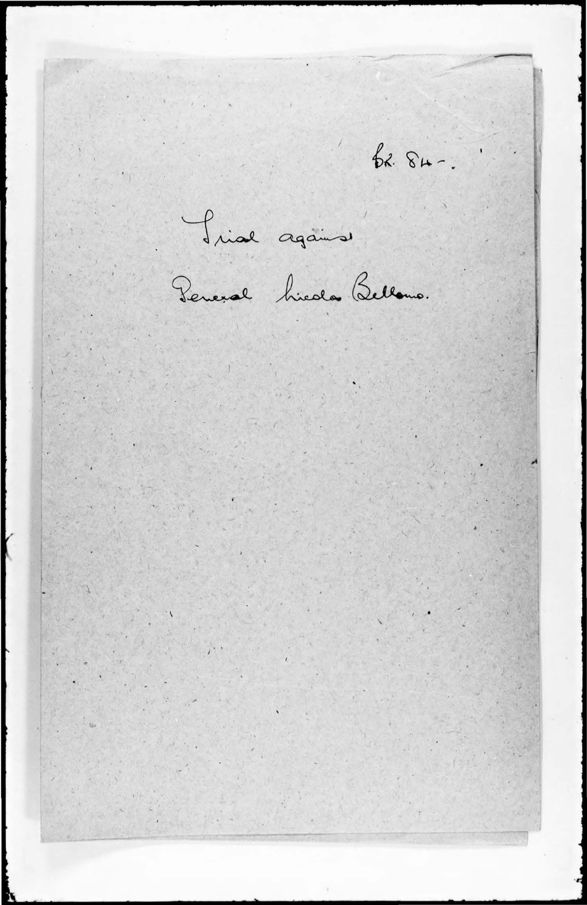Br. 84-.

Trial against

General Nicola Bellomo.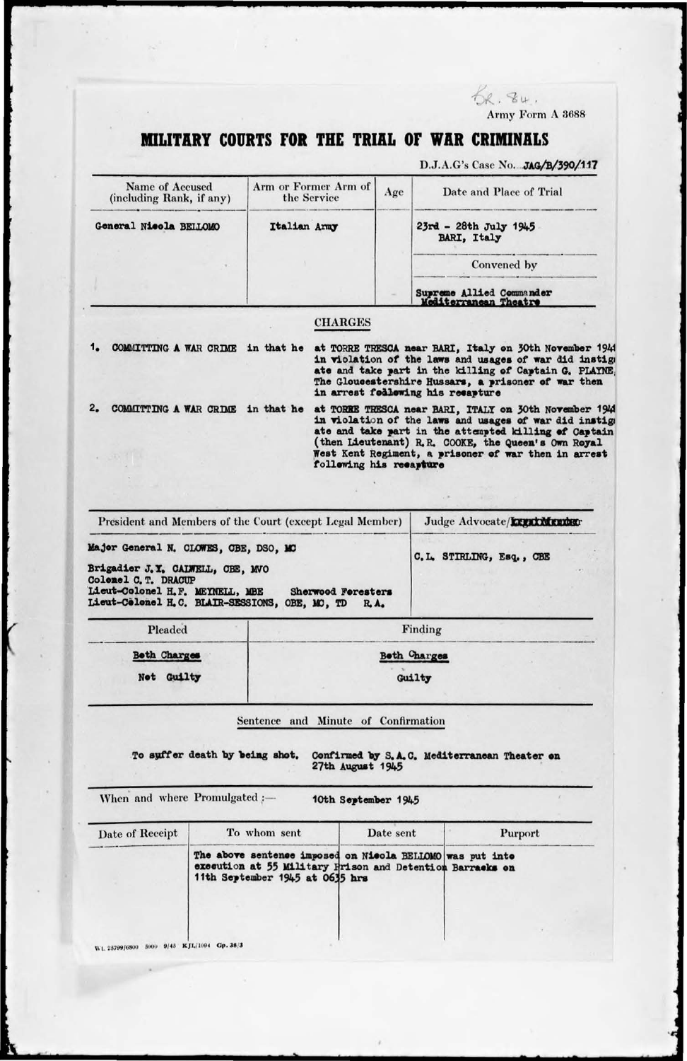BR. 84.

Army Form A 3688

# MILITARY COURTS FOR THE TRIAL OF WAR CRIMINALS

D.J.A.G's Case No. JAG/B/390/117

| Name of Accused (including Rank, if any) | Arm or Former Arm of the Service | Age | Date and Place of Trial |
|---|---|---|---|
| General Nicola BELLOMO | Italian Army | | 23rd - 28th July 1945 BARI, Italy |
| | | | Convened by |
| | | | Supreme Allied Commander Mediterranean Theatre |

## CHARGES

1. COMMITTING A WAR CRIME in that he at TORRE TRESCA near BARI, Italy on 30th November 1941 in violation of the laws and usages of war did instigate and take part in the killing of Captain G. PLAYNE, The Gloucestershire Hussars, a prisoner of war then in arrest following his recapture

2. COMMITTING A WAR CRIME in that he at TORRE TRESCA near BARI, ITALY on 30th November 1941 in violation of the laws and usages of war did instigate and take part in the attempted killing of Captain (then Lieutenant) R.R. COOKE, the Queen's Own Royal West Kent Regiment, a prisoner of war then in arrest following his recapture

| President and Members of the Court (except Legal Member) | Judge Advocate/~~Legal Member~~ |
|---|---|
| Major General N. CLOWES, CBE, DSO, MC<br>Brigadier J.Y. CALWELL, CBE, MVO<br>Colonel C.T. DRACUP<br>Lieut-Colonel H.F. MEYNELL, MBE Sherwood Foresters<br>Lieut-Colonel H.C. BLAIR-SESSIONS, OBE, MC, TD R.A. | C.L. STIRLING, Esq., CBE |

| Pleaded | Finding |
|---|---|
| Both Charges<br>Not Guilty | Both Charges<br>Guilty |

### Sentence and Minute of Confirmation

To suffer death by being shot. Confirmed by S.A.C. Mediterranean Theater on 27th August 1945

When and where Promulgated :— 10th September 1945

| Date of Receipt | To whom sent | Date sent | Purport |
|---|---|---|---|
| | The above sentence imposed on Nicola BELLOMO was put into execution at 55 Military Prison and Detention Barracks on 11th September 1945 at 0635 hrs | | |

Wt. 25799/0800 5000 9/45 KJL/1094 Gp. 38/3